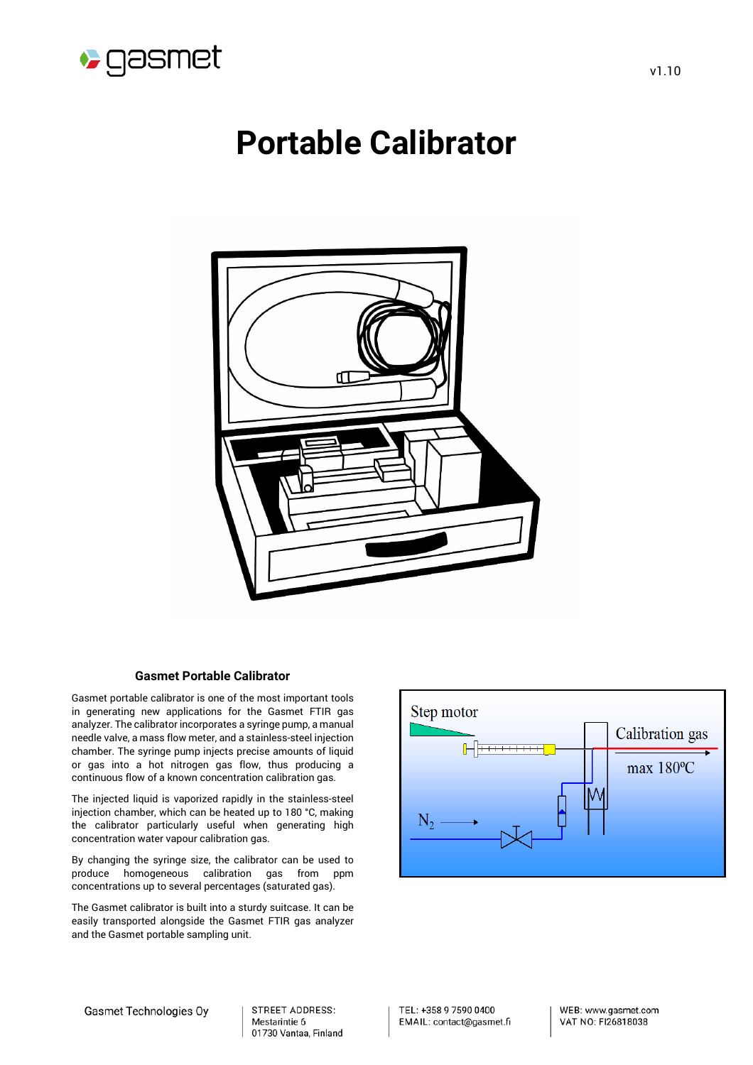# Portable Calibrator

## Gasmet Portable Calibrator

Gasmet portable calibrator is one of the most important tools in generating new applications for the Gasmet FTIR gas analyzer. The calibrator incorporates a syringe pump, a manual needle valve, a mass flow meter, and a stainless-steel injection chamber. The syringe pump injects precise amounts of liquid or gas into a hot nitrogen gas flow, thus producing a continuous flow of a known concentration calibration gas.

The injected liquid is vaporized rapidly in the stainless-steel injection chamber, which can be heated up to 180 °C, making the calibrator particularly useful when generating high concentration water vapour calibration gas.

By changing the syringe size, the calibrator can be used to produce homogeneous calibration gas from ppm concentrations up to several percentages (saturated gas).

The Gasmet calibrator is built into a sturdy suitcase. It can be easily transported alongside the Gasmet FTIR gas analyzer and the Gasmet portable sampling unit.

Step motor

Calibration gas

max 180ºC

$N_2$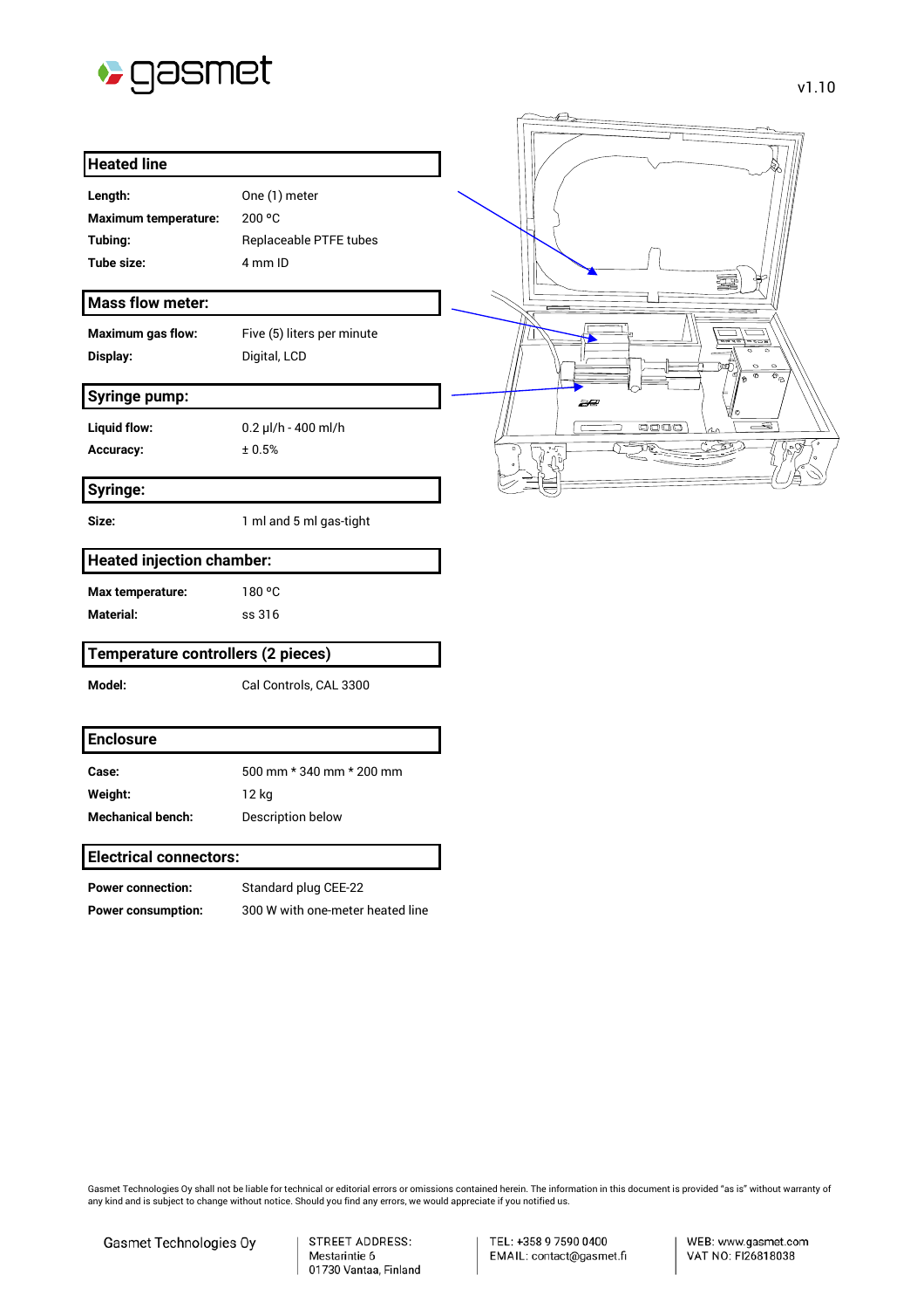v1.10

## Heated line

| | |
|---|---|
| **Length:** | One (1) meter |
| **Maximum temperature:** | 200 °C |
| **Tubing:** | Replaceable PTFE tubes |
| **Tube size:** | 4 mm ID |

## Mass flow meter:

| | |
|---|---|
| **Maximum gas flow:** | Five (5) liters per minute |
| **Display:** | Digital, LCD |

## Syringe pump:

| | |
|---|---|
| **Liquid flow:** | 0.2 µl/h - 400 ml/h |
| **Accuracy:** | ± 0.5% |

## Syringe:

| | |
|---|---|
| **Size:** | 1 ml and 5 ml gas-tight |

## Heated injection chamber:

| | |
|---|---|
| **Max temperature:** | 180 °C |
| **Material:** | ss 316 |

## Temperature controllers (2 pieces)

| | |
|---|---|
| **Model:** | Cal Controls, CAL 3300 |

## Enclosure

| | |
|---|---|
| **Case:** | 500 mm * 340 mm * 200 mm |
| **Weight:** | 12 kg |
| **Mechanical bench:** | Description below |

## Electrical connectors:

| | |
|---|---|
| **Power connection:** | Standard plug CEE-22 |
| **Power consumption:** | 300 W with one-meter heated line |

Gasmet Technologies Oy shall not be liable for technical or editorial errors or omissions contained herein. The information in this document is provided "as is" without warranty of any kind and is subject to change without notice. Should you find any errors, we would appreciate if you notified us.

Gasmet Technologies Oy

STREET ADDRESS:
Mestarintie 6
01730 Vantaa, Finland

TEL: +358 9 7590 0400
EMAIL: contact@gasmet.fi

WEB: www.gasmet.com
VAT NO: FI26818038